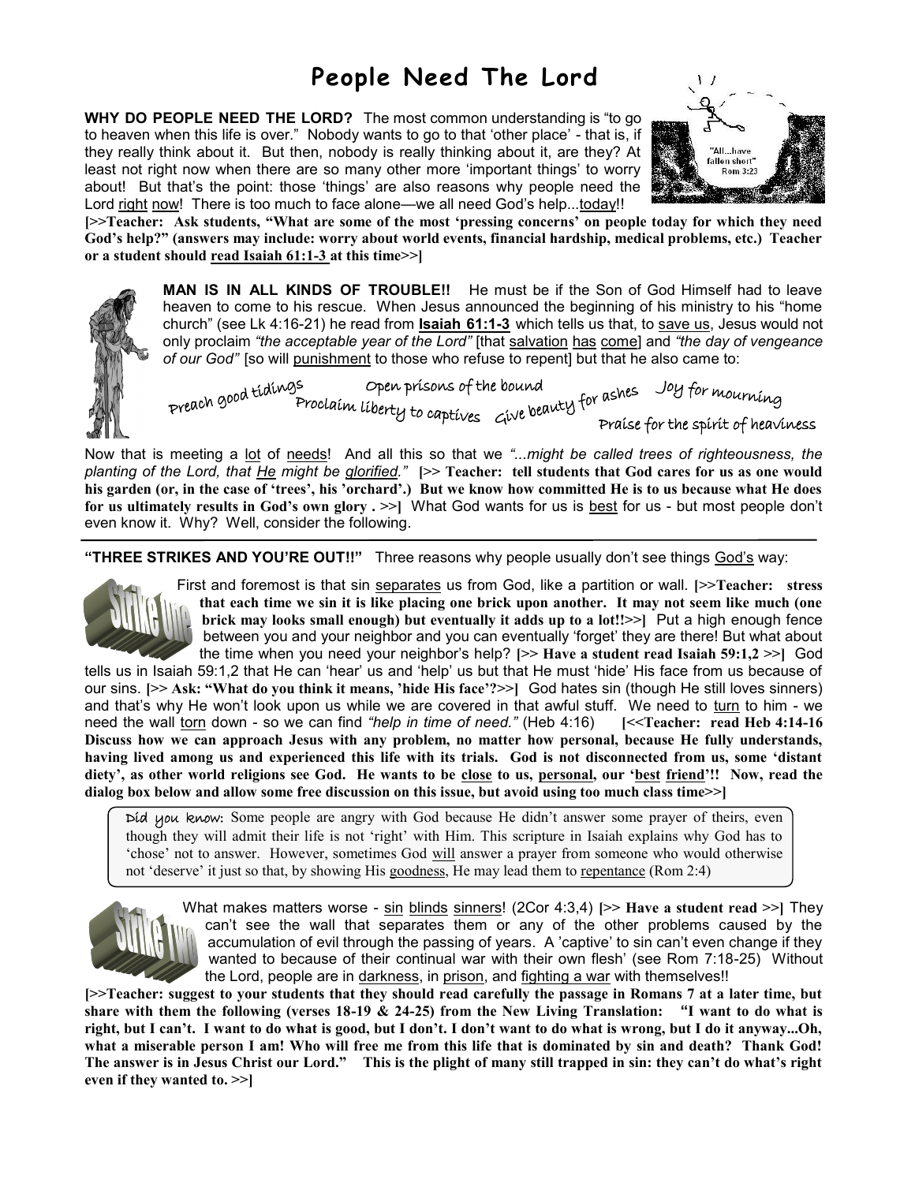# People Need The Lord

**WHY DO PEOPLE NEED THE LORD?** The most common understanding is "to go to heaven when this life is over." Nobody wants to go to that 'other place' - that is, if they really think about it. But then, nobody is really thinking about it, are they? At least not right now when there are so many other more 'important things' to worry about! But that's the point: those 'things' are also reasons why people need the Lord right now! There is too much to face alone—we all need God's help...today!!

"All...have fallen short" Rom 3:23

**[>>Teacher: Ask students, "What are some of the most 'pressing concerns' on people today for which they need God's help?" (answers may include: worry about world events, financial hardship, medical problems, etc.) Teacher or a student should read Isaiah 61:1-3 at this time>>]**

**MAN IS IN ALL KINDS OF TROUBLE!!** He must be if the Son of God Himself had to leave heaven to come to his rescue. When Jesus announced the beginning of his ministry to his "home church" (see Lk 4:16-21) he read from **Isaiah 61:1-3** which tells us that, to save us, Jesus would not only proclaim *"the acceptable year of the Lord"* [that salvation has come] and *"the day of vengeance of our God"* [so will punishment to those who refuse to repent] but that he also came to:

Preach good tidings — Open prisons of the bound — Proclaim liberty to captives — Give beauty for ashes — Joy for mourning — Praise for the spirit of heaviness

Now that is meeting a lot of needs! And all this so that we *"...might be called trees of righteousness, the planting of the Lord, that He might be glorified."* **[>> Teacher: tell students that God cares for us as one would his garden (or, in the case of 'trees', his 'orchard'.) But we know how committed He is to us because what He does for us ultimately results in God's own glory . >>]** What God wants for us is best for us - but most people don't even know it. Why? Well, consider the following.

---

**"THREE STRIKES AND YOU'RE OUT!!"** Three reasons why people usually don't see things God's way:

**Strike One**

First and foremost is that sin separates us from God, like a partition or wall. **[>>Teacher: stress that each time we sin it is like placing one brick upon another. It may not seem like much (one brick may looks small enough) but eventually it adds up to a lot!!>>]** Put a high enough fence between you and your neighbor and you can eventually 'forget' they are there! But what about the time when you need your neighbor's help? **[>> Have a student read Isaiah 59:1,2 >>]** God tells us in Isaiah 59:1,2 that He can 'hear' us and 'help' us but that He must 'hide' His face from us because of our sins. **[>> Ask: "What do you think it means, 'hide His face'?>>]** God hates sin (though He still loves sinners) and that's why He won't look upon us while we are covered in that awful stuff. We need to turn to him - we need the wall torn down - so we can find *"help in time of need."* (Heb 4:16) **[<<Teacher: read Heb 4:14-16 Discuss how we can approach Jesus with any problem, no matter how personal, because He fully understands, having lived among us and experienced this life with its trials. God is not disconnected from us, some 'distant diety', as other world religions see God. He wants to be close to us, personal, our 'best friend'!! Now, read the dialog box below and allow some free discussion on this issue, but avoid using too much class time>>]**

> Did you know: Some people are angry with God because He didn't answer some prayer of theirs, even though they will admit their life is not 'right' with Him. This scripture in Isaiah explains why God has to 'chose' not to answer. However, sometimes God will answer a prayer from someone who would otherwise not 'deserve' it just so that, by showing His goodness, He may lead them to repentance (Rom 2:4)

**Strike Two**

What makes matters worse - sin blinds sinners! (2Cor 4:3,4) **[>> Have a student read >>]** They can't see the wall that separates them or any of the other problems caused by the accumulation of evil through the passing of years. A 'captive' to sin can't even change if they wanted to because of their continual war with their own flesh' (see Rom 7:18-25) Without the Lord, people are in darkness, in prison, and fighting a war with themselves!!

**[>>Teacher: suggest to your students that they should read carefully the passage in Romans 7 at a later time, but share with them the following (verses 18-19 & 24-25) from the New Living Translation: "I want to do what is right, but I can't. I want to do what is good, but I don't. I don't want to do what is wrong, but I do it anyway...Oh, what a miserable person I am! Who will free me from this life that is dominated by sin and death? Thank God! The answer is in Jesus Christ our Lord." This is the plight of many still trapped in sin: they can't do what's right even if they wanted to. >>]**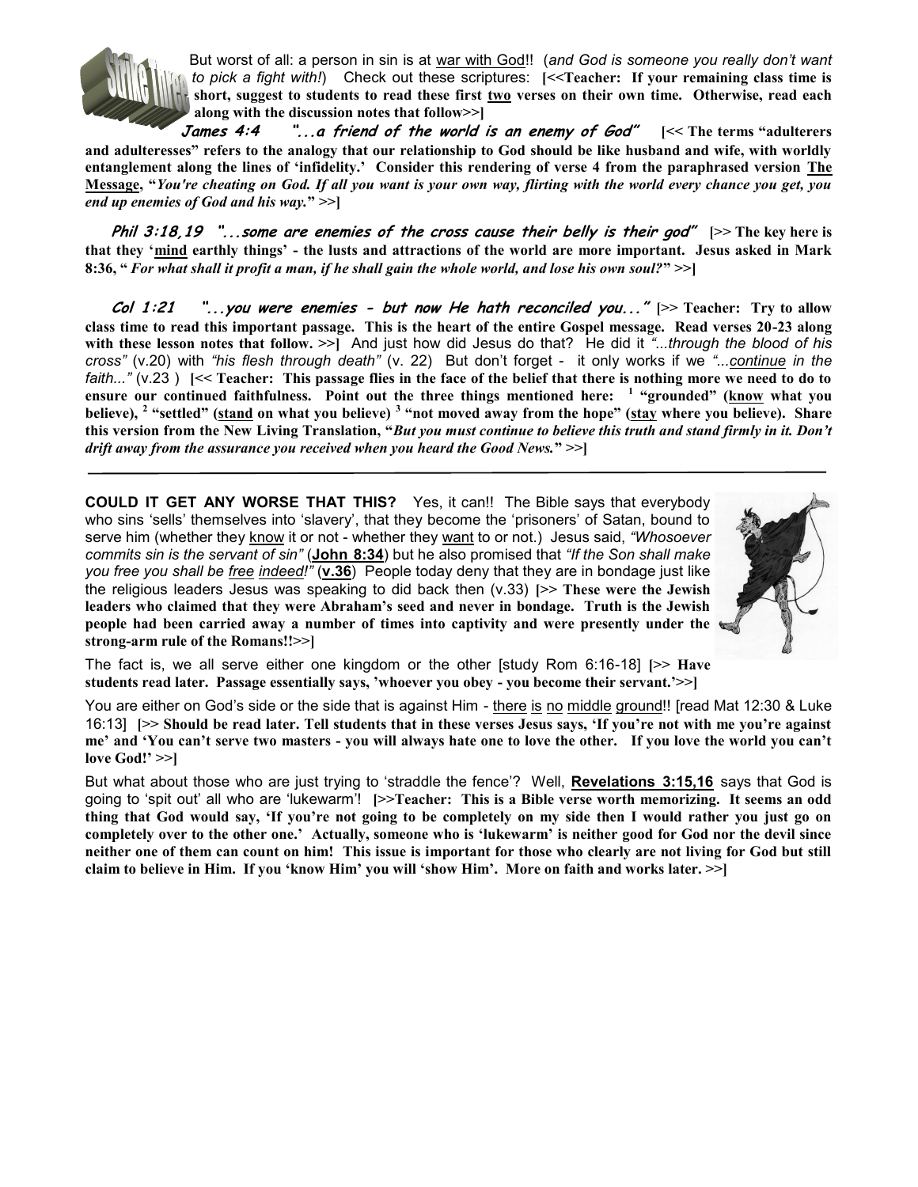Strike Three

But worst of all: a person in sin is at <u>war with God</u>!! (*and God is someone you really don't want to pick a fight with!*) Check out these scriptures: **[<<Teacher: If your remaining class time is short, suggest to students to read these first <u>two</u> verses on their own time. Otherwise, read each along with the discussion notes that follow>>]**

***James 4:4 "...a friend of the world is an enemy of God"*** **[<< The terms "adulterers and adulteresses" refers to the analogy that our relationship to God should be like husband and wife, with worldly entanglement along the lines of 'infidelity.' Consider this rendering of verse 4 from the paraphrased version <u>The Message</u>, "*You're cheating on God. If all you want is your own way, flirting with the world every chance you get, you end up enemies of God and his way.*" >>]**

***Phil 3:18,19 "...some are enemies of the cross cause their belly is their god"*** **[>> The key here is that they '<u>mind</u> earthly things' - the lusts and attractions of the world are more important. Jesus asked in Mark 8:36, "*For what shall it profit a man, if he shall gain the whole world, and lose his own soul?*" >>]**

***Col 1:21 "...you were enemies - but now He hath reconciled you..."*** **[>> Teacher: Try to allow class time to read this important passage. This is the heart of the entire Gospel message. Read verses 20-23 along with these lesson notes that follow. >>]** And just how did Jesus do that? He did it *"...through the blood of his cross"* (v.20) with *"his flesh through death"* (v. 22) But don't forget - it only works if we *"...<u>continue</u> in the faith..."* (v.23 ) **[<< Teacher: This passage flies in the face of the belief that there is nothing more we need to do to ensure our continued faithfulness. Point out the three things mentioned here: [1] "grounded" (<u>know</u> what you believe), [2] "settled" (<u>stand</u> on what you believe) [3] "not moved away from the hope" (<u>stay</u> where you believe). Share this version from the New Living Translation, "*But you must continue to believe this truth and stand firmly in it. Don't drift away from the assurance you received when you heard the Good News.*" >>]**

---

**COULD IT GET ANY WORSE THAT THIS?** Yes, it can!! The Bible says that everybody who sins 'sells' themselves into 'slavery', that they become the 'prisoners' of Satan, bound to serve him (whether they <u>know</u> it or not - whether they <u>want</u> to or not.) Jesus said, *"Whosoever commits sin is the servant of sin"* (**<u>John 8:34</u>**) but he also promised that *"If the Son shall make you free you shall be <u>free</u> <u>indeed</u>!"* (**<u>v.36</u>**) People today deny that they are in bondage just like the religious leaders Jesus was speaking to did back then (v.33) **[>> These were the Jewish leaders who claimed that they were Abraham's seed and never in bondage. Truth is the Jewish people had been carried away a number of times into captivity and were presently under the strong-arm rule of the Romans!!>>]**

The fact is, we all serve either one kingdom or the other [study Rom 6:16-18] **[>> Have students read later. Passage essentially says, 'whoever you obey - you become their servant.'>>]**

You are either on God's side or the side that is against Him - <u>there</u> <u>is</u> <u>no</u> <u>middle</u> <u>ground</u>!! [read Mat 12:30 & Luke 16:13] **[>> Should be read later. Tell students that in these verses Jesus says, 'If you're not with me you're against me' and 'You can't serve two masters - you will always hate one to love the other. If you love the world you can't love God!' >>]**

But what about those who are just trying to 'straddle the fence'? Well, **<u>Revelations 3:15,16</u>** says that God is going to 'spit out' all who are 'lukewarm'! **[>>Teacher: This is a Bible verse worth memorizing. It seems an odd thing that God would say, 'If you're not going to be completely on my side then I would rather you just go on completely over to the other one.' Actually, someone who is 'lukewarm' is neither good for God nor the devil since neither one of them can count on him! This issue is important for those who clearly are not living for God but still claim to believe in Him. If you 'know Him' you will 'show Him'. More on faith and works later. >>]**